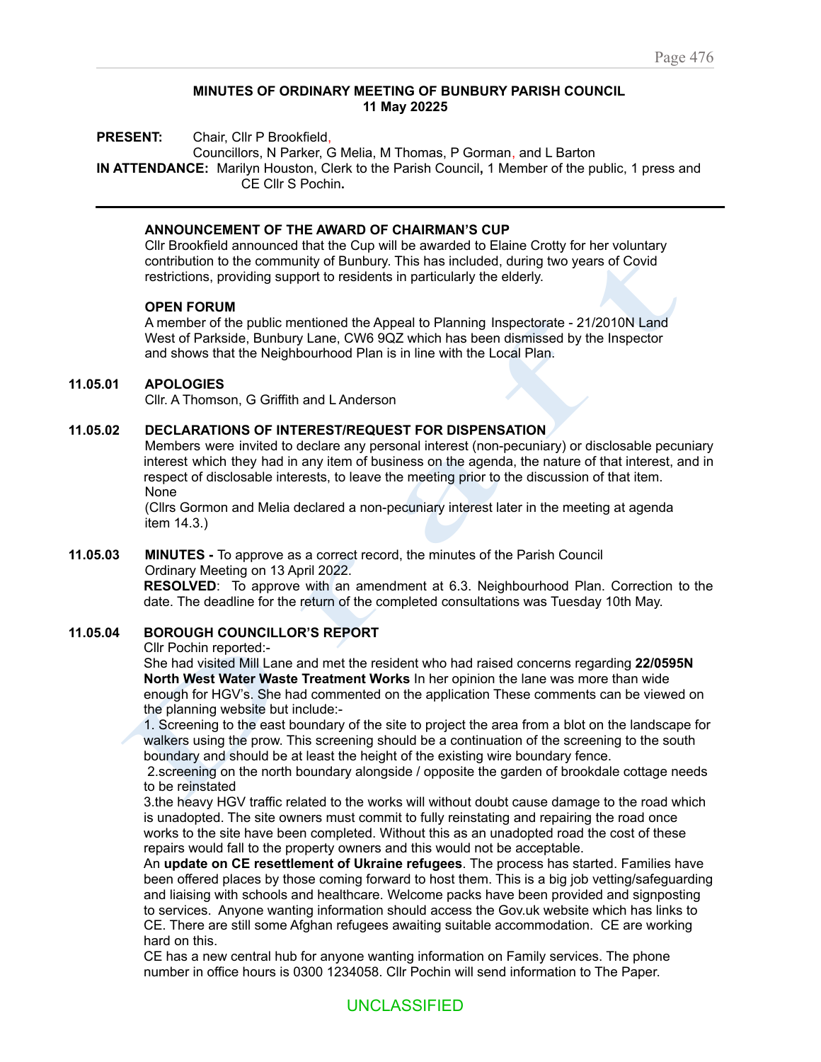# MINUTES OF ORDINARY MEETING OF BUNBURY PARISH COUNCIL
## 11 May 20225

**PRESENT:** Chair, Cllr P Brookfield,
Councillors, N Parker, G Melia, M Thomas, P Gorman, and L Barton

**IN ATTENDANCE:** Marilyn Houston, Clerk to the Parish Council**,** 1 Member of the public, 1 press and CE Cllr S Pochin**.**

---

### ANNOUNCEMENT OF THE AWARD OF CHAIRMAN'S CUP

Cllr Brookfield announced that the Cup will be awarded to Elaine Crotty for her voluntary contribution to the community of Bunbury. This has included, during two years of Covid restrictions, providing support to residents in particularly the elderly.

### OPEN FORUM

A member of the public mentioned the Appeal to Planning Inspectorate - 21/2010N Land West of Parkside, Bunbury Lane, CW6 9QZ which has been dismissed by the Inspector and shows that the Neighbourhood Plan is in line with the Local Plan.

### 11.05.01 APOLOGIES

Cllr. A Thomson, G Griffith and L Anderson

### 11.05.02 DECLARATIONS OF INTEREST/REQUEST FOR DISPENSATION

Members were invited to declare any personal interest (non-pecuniary) or disclosable pecuniary interest which they had in any item of business on the agenda, the nature of that interest, and in respect of disclosable interests, to leave the meeting prior to the discussion of that item.

None

(Cllrs Gormon and Melia declared a non-pecuniary interest later in the meeting at agenda item 14.3.)

### 11.05.03 MINUTES - To approve as a correct record, the minutes of the Parish Council Ordinary Meeting on 13 April 2022.

**RESOLVED**: To approve with an amendment at 6.3. Neighbourhood Plan. Correction to the date. The deadline for the return of the completed consultations was Tuesday 10th May.

### 11.05.04 BOROUGH COUNCILLOR'S REPORT

Cllr Pochin reported:-

She had visited Mill Lane and met the resident who had raised concerns regarding **22/0595N North West Water Waste Treatment Works** In her opinion the lane was more than wide enough for HGV's. She had commented on the application These comments can be viewed on the planning website but include:-

1. Screening to the east boundary of the site to project the area from a blot on the landscape for walkers using the prow. This screening should be a continuation of the screening to the south boundary and should be at least the height of the existing wire boundary fence.
2. screening on the north boundary alongside / opposite the garden of brookdale cottage needs to be reinstated
3. the heavy HGV traffic related to the works will without doubt cause damage to the road which is unadopted. The site owners must commit to fully reinstating and repairing the road once works to the site have been completed. Without this as an unadopted road the cost of these repairs would fall to the property owners and this would not be acceptable.

An **update on CE resettlement of Ukraine refugees**. The process has started. Families have been offered places by those coming forward to host them. This is a big job vetting/safeguarding and liaising with schools and healthcare. Welcome packs have been provided and signposting to services. Anyone wanting information should access the Gov.uk website which has links to CE. There are still some Afghan refugees awaiting suitable accommodation. CE are working hard on this.

CE has a new central hub for anyone wanting information on Family services. The phone number in office hours is 0300 1234058. Cllr Pochin will send information to The Paper.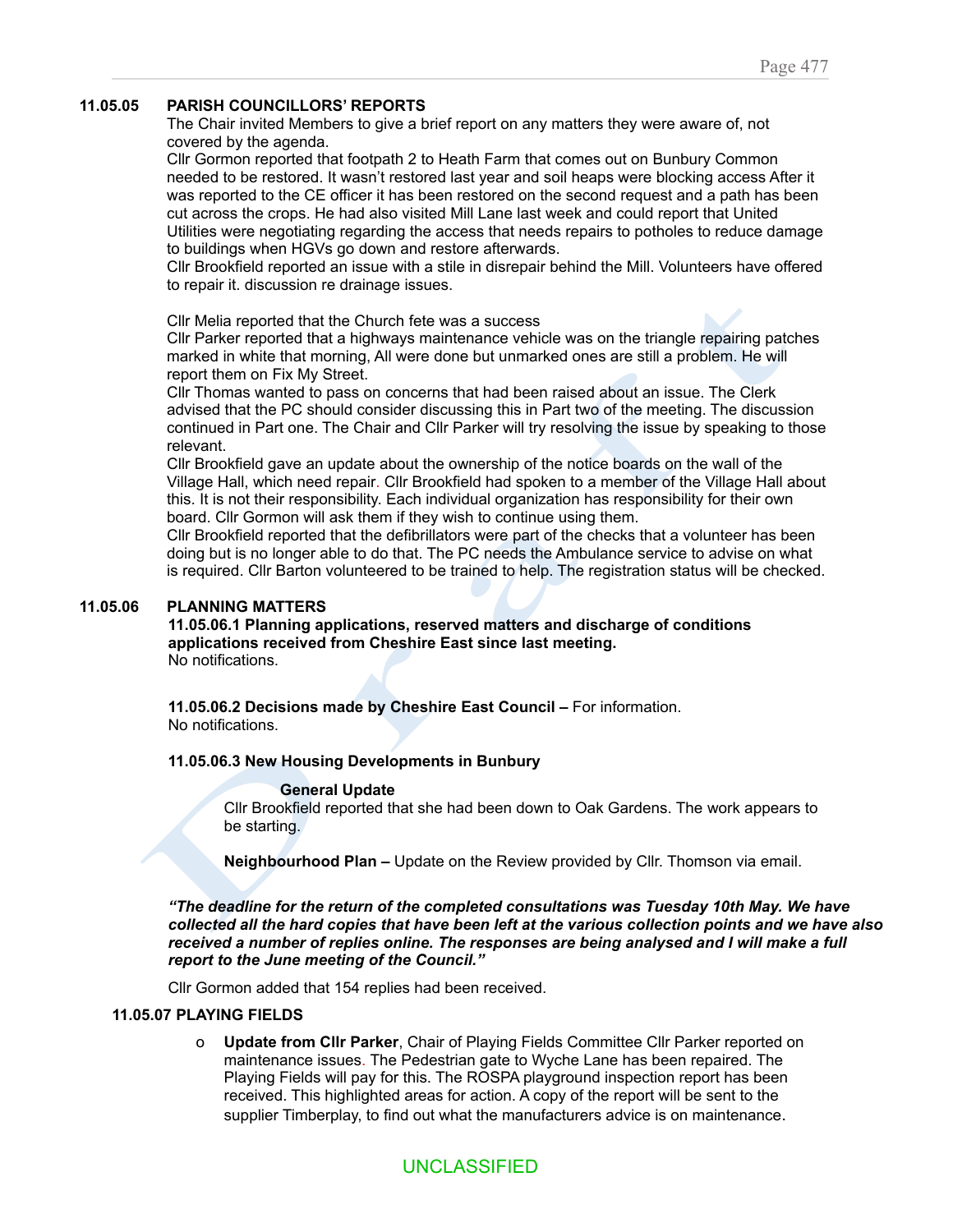## 11.05.05 PARISH COUNCILLORS' REPORTS

The Chair invited Members to give a brief report on any matters they were aware of, not covered by the agenda.

Cllr Gormon reported that footpath 2 to Heath Farm that comes out on Bunbury Common needed to be restored. It wasn't restored last year and soil heaps were blocking access After it was reported to the CE officer it has been restored on the second request and a path has been cut across the crops. He had also visited Mill Lane last week and could report that United Utilities were negotiating regarding the access that needs repairs to potholes to reduce damage to buildings when HGVs go down and restore afterwards.

Cllr Brookfield reported an issue with a stile in disrepair behind the Mill. Volunteers have offered to repair it. discussion re drainage issues.

Cllr Melia reported that the Church fete was a success

Cllr Parker reported that a highways maintenance vehicle was on the triangle repairing patches marked in white that morning, All were done but unmarked ones are still a problem. He will report them on Fix My Street.

Cllr Thomas wanted to pass on concerns that had been raised about an issue. The Clerk advised that the PC should consider discussing this in Part two of the meeting. The discussion continued in Part one. The Chair and Cllr Parker will try resolving the issue by speaking to those relevant.

Cllr Brookfield gave an update about the ownership of the notice boards on the wall of the Village Hall, which need repair. Cllr Brookfield had spoken to a member of the Village Hall about this. It is not their responsibility. Each individual organization has responsibility for their own board. Cllr Gormon will ask them if they wish to continue using them.

Cllr Brookfield reported that the defibrillators were part of the checks that a volunteer has been doing but is no longer able to do that. The PC needs the Ambulance service to advise on what is required. Cllr Barton volunteered to be trained to help. The registration status will be checked.

## 11.05.06 PLANNING MATTERS

**11.05.06.1 Planning applications, reserved matters and discharge of conditions applications received from Cheshire East since last meeting.**

No notifications.

**11.05.06.2 Decisions made by Cheshire East Council –** For information.

No notifications.

**11.05.06.3 New Housing Developments in Bunbury**

**General Update**

Cllr Brookfield reported that she had been down to Oak Gardens. The work appears to be starting.

**Neighbourhood Plan –** Update on the Review provided by Cllr. Thomson via email.

***"The deadline for the return of the completed consultations was Tuesday 10th May. We have collected all the hard copies that have been left at the various collection points and we have also received a number of replies online. The responses are being analysed and I will make a full report to the June meeting of the Council."***

Cllr Gormon added that 154 replies had been received.

## 11.05.07 PLAYING FIELDS

- **Update from Cllr Parker**, Chair of Playing Fields Committee Cllr Parker reported on maintenance issues. The Pedestrian gate to Wyche Lane has been repaired. The Playing Fields will pay for this. The ROSPA playground inspection report has been received. This highlighted areas for action. A copy of the report will be sent to the supplier Timberplay, to find out what the manufacturers advice is on maintenance.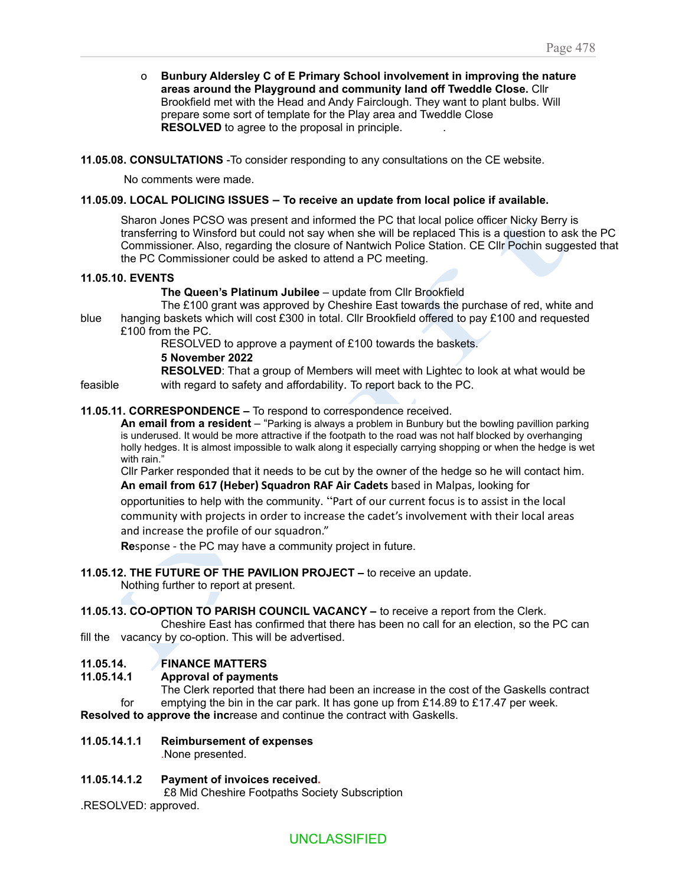- **Bunbury Aldersley C of E Primary School involvement in improving the nature areas around the Playground and community land off Tweddle Close.** Cllr Brookfield met with the Head and Andy Fairclough. They want to plant bulbs. Will prepare some sort of template for the Play area and Tweddle Close **RESOLVED** to agree to the proposal in principle.

**11.05.08. CONSULTATIONS** -To consider responding to any consultations on the CE website.

No comments were made.

**11.05.09. LOCAL POLICING ISSUES – To receive an update from local police if available.**

Sharon Jones PCSO was present and informed the PC that local police officer Nicky Berry is transferring to Winsford but could not say when she will be replaced This is a question to ask the PC Commissioner. Also, regarding the closure of Nantwich Police Station. CE Cllr Pochin suggested that the PC Commissioner could be asked to attend a PC meeting.

**11.05.10. EVENTS**

**The Queen's Platinum Jubilee** – update from Cllr Brookfield

The £100 grant was approved by Cheshire East towards the purchase of red, white and blue hanging baskets which will cost £300 in total. Cllr Brookfield offered to pay £100 and requested £100 from the PC.

RESOLVED to approve a payment of £100 towards the baskets.

**5 November 2022**

**RESOLVED**: That a group of Members will meet with Lightec to look at what would be feasible with regard to safety and affordability. To report back to the PC.

**11.05.11. CORRESPONDENCE –** To respond to correspondence received.

**An email from a resident** – "Parking is always a problem in Bunbury but the bowling pavillion parking is underused. It would be more attractive if the footpath to the road was not half blocked by overhanging holly hedges. It is almost impossible to walk along it especially carrying shopping or when the hedge is wet with rain."

Cllr Parker responded that it needs to be cut by the owner of the hedge so he will contact him.

**An email from 617 (Heber) Squadron RAF Air Cadets** based in Malpas, looking for opportunities to help with the community. "Part of our current focus is to assist in the local community with projects in order to increase the cadet's involvement with their local areas and increase the profile of our squadron."

**Re**sponse - the PC may have a community project in future.

**11.05.12. THE FUTURE OF THE PAVILION PROJECT –** to receive an update.

Nothing further to report at present.

**11.05.13. CO-OPTION TO PARISH COUNCIL VACANCY –** to receive a report from the Clerk.

Cheshire East has confirmed that there has been no call for an election, so the PC can fill the vacancy by co-option. This will be advertised.

**11.05.14. FINANCE MATTERS**

**11.05.14.1 Approval of payments**

The Clerk reported that there had been an increase in the cost of the Gaskells contract for emptying the bin in the car park. It has gone up from £14.89 to £17.47 per week.

**Resolved to approve the inc**rease and continue the contract with Gaskells.

**11.05.14.1.1 Reimbursement of expenses**

.None presented.

**11.05.14.1.2 Payment of invoices received.**

£8 Mid Cheshire Footpaths Society Subscription

.RESOLVED: approved.

UNCLASSIFIED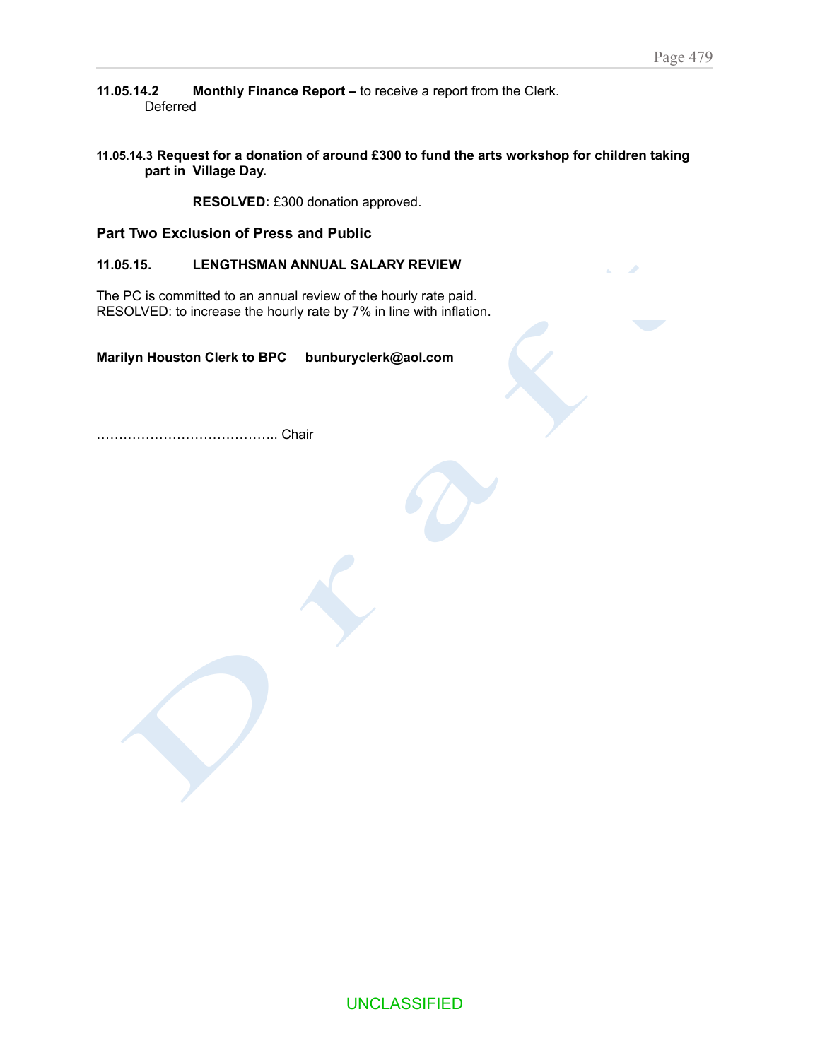**11.05.14.2 Monthly Finance Report –** to receive a report from the Clerk.
Deferred

**11.05.14.3 Request for a donation of around £300 to fund the arts workshop for children taking part in Village Day.**

**RESOLVED:** £300 donation approved.

### Part Two Exclusion of Press and Public

**11.05.15. LENGTHSMAN ANNUAL SALARY REVIEW**

The PC is committed to an annual review of the hourly rate paid.
RESOLVED: to increase the hourly rate by 7% in line with inflation.

**Marilyn Houston Clerk to BPC bunburyclerk@aol.com**

………………………………….. Chair

UNCLASSIFIED